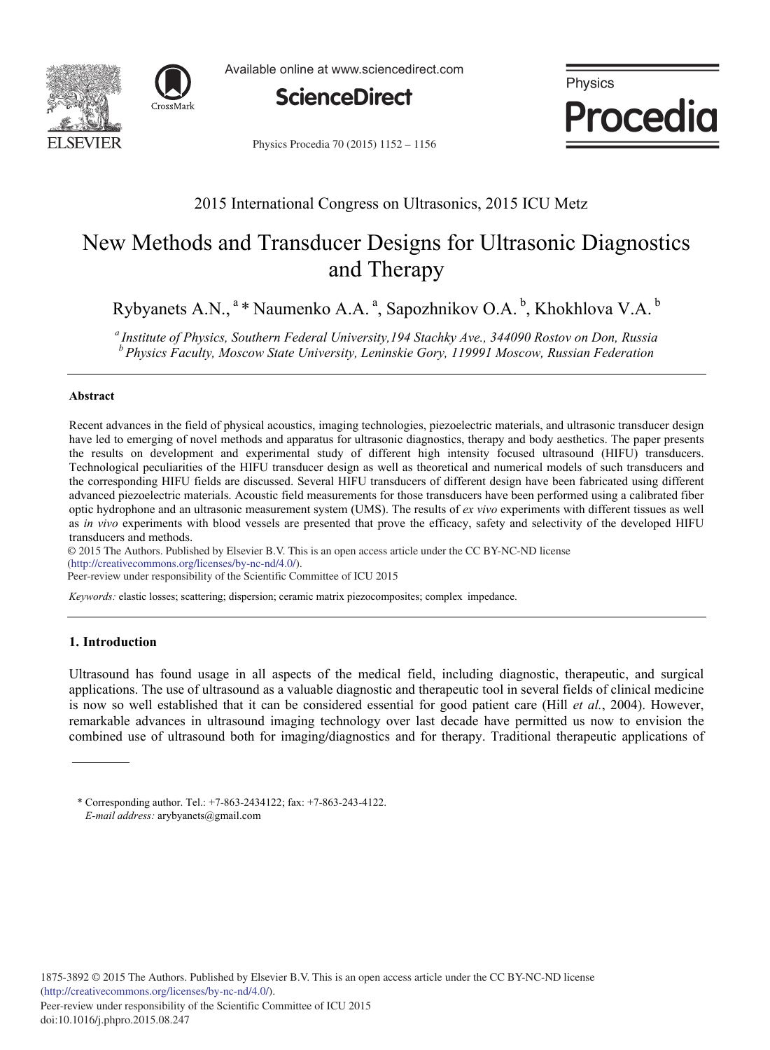2015 International Congress on Ultrasonics, 2015 ICU Metz

# New Methods and Transducer Designs for Ultrasonic Diagnostics and Therapy

Rybyanets A.N., [a] * Naumenko A.A. [a], Sapozhnikov O.A. [b], Khokhlova V.A. [b]

[a] *Institute of Physics, Southern Federal University,194 Stachky Ave., 344090 Rostov on Don, Russia*
[b] *Physics Faculty, Moscow State University, Leninskie Gory, 119991 Moscow, Russian Federation*

---

### Abstract

Recent advances in the field of physical acoustics, imaging technologies, piezoelectric materials, and ultrasonic transducer design have led to emerging of novel methods and apparatus for ultrasonic diagnostics, therapy and body aesthetics. The paper presents the results on development and experimental study of different high intensity focused ultrasound (HIFU) transducers. Technological peculiarities of the HIFU transducer design as well as theoretical and numerical models of such transducers and the corresponding HIFU fields are discussed. Several HIFU transducers of different design have been fabricated using different advanced piezoelectric materials. Acoustic field measurements for those transducers have been performed using a calibrated fiber optic hydrophone and an ultrasonic measurement system (UMS). The results of *ex vivo* experiments with different tissues as well as *in vivo* experiments with blood vessels are presented that prove the efficacy, safety and selectivity of the developed HIFU transducers and methods.

© 2015 The Authors. Published by Elsevier B.V. This is an open access article under the CC BY-NC-ND license (http://creativecommons.org/licenses/by-nc-nd/4.0/).
Peer-review under responsibility of the Scientific Committee of ICU 2015

*Keywords:* elastic losses; scattering; dispersion; ceramic matrix piezocomposites; complex impedance.

---

## 1. Introduction

Ultrasound has found usage in all aspects of the medical field, including diagnostic, therapeutic, and surgical applications. The use of ultrasound as a valuable diagnostic and therapeutic tool in several fields of clinical medicine is now so well established that it can be considered essential for good patient care (Hill *et al.*, 2004). However, remarkable advances in ultrasound imaging technology over last decade have permitted us now to envision the combined use of ultrasound both for imaging/diagnostics and for therapy. Traditional therapeutic applications of

---

\* Corresponding author. Tel.: +7-863-2434122; fax: +7-863-243-4122.
*E-mail address:* arybyanets@gmail.com

1875-3892 © 2015 The Authors. Published by Elsevier B.V. This is an open access article under the CC BY-NC-ND license (http://creativecommons.org/licenses/by-nc-nd/4.0/).
Peer-review under responsibility of the Scientific Committee of ICU 2015
doi:10.1016/j.phpro.2015.08.247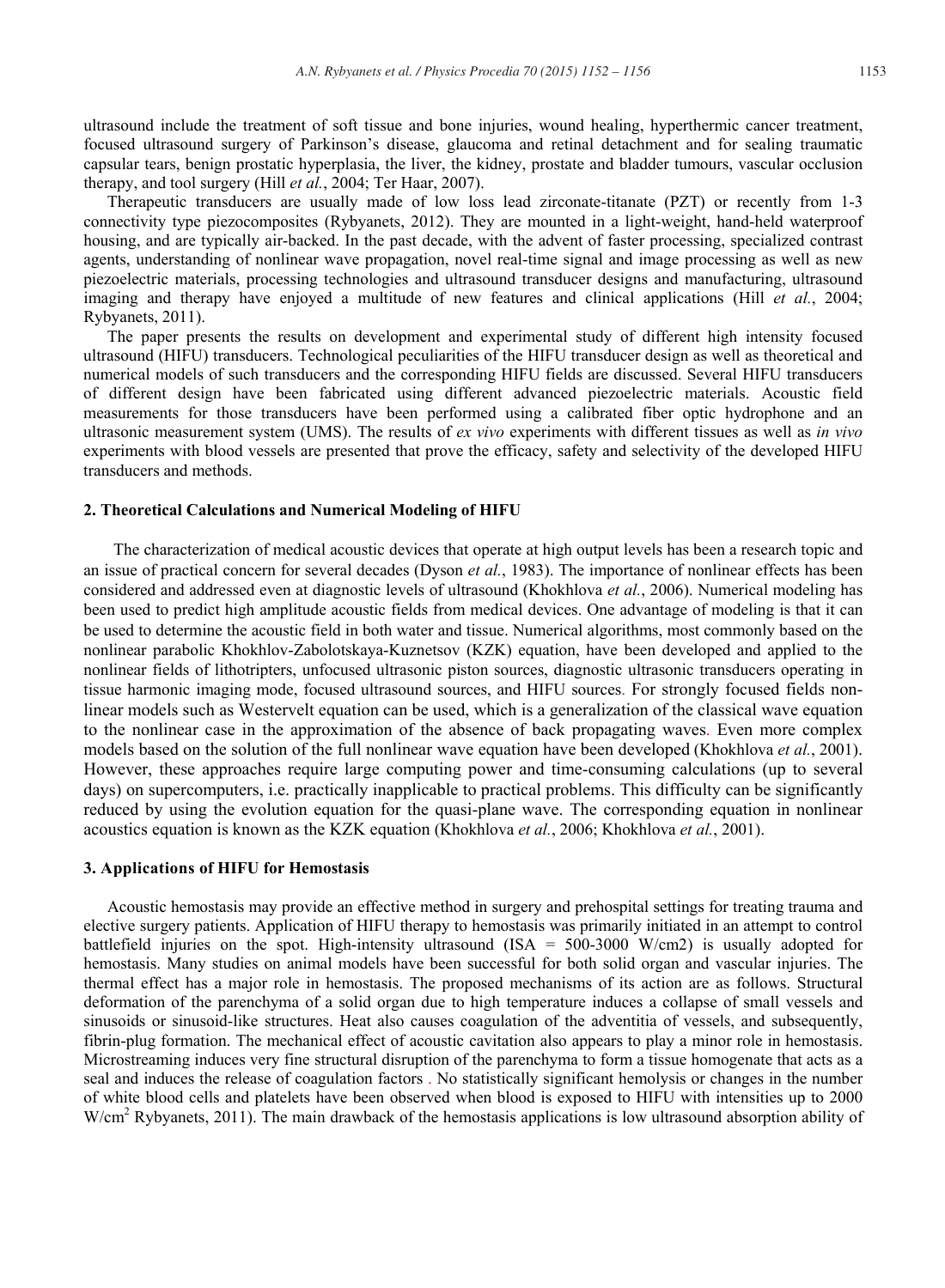ultrasound include the treatment of soft tissue and bone injuries, wound healing, hyperthermic cancer treatment, focused ultrasound surgery of Parkinson's disease, glaucoma and retinal detachment and for sealing traumatic capsular tears, benign prostatic hyperplasia, the liver, the kidney, prostate and bladder tumours, vascular occlusion therapy, and tool surgery (Hill *et al.*, 2004; Ter Haar, 2007).

Therapeutic transducers are usually made of low loss lead zirconate-titanate (PZT) or recently from 1-3 connectivity type piezocomposites (Rybyanets, 2012). They are mounted in a light-weight, hand-held waterproof housing, and are typically air-backed. In the past decade, with the advent of faster processing, specialized contrast agents, understanding of nonlinear wave propagation, novel real-time signal and image processing as well as new piezoelectric materials, processing technologies and ultrasound transducer designs and manufacturing, ultrasound imaging and therapy have enjoyed a multitude of new features and clinical applications (Hill *et al.*, 2004; Rybyanets, 2011).

The paper presents the results on development and experimental study of different high intensity focused ultrasound (HIFU) transducers. Technological peculiarities of the HIFU transducer design as well as theoretical and numerical models of such transducers and the corresponding HIFU fields are discussed. Several HIFU transducers of different design have been fabricated using different advanced piezoelectric materials. Acoustic field measurements for those transducers have been performed using a calibrated fiber optic hydrophone and an ultrasonic measurement system (UMS). The results of *ex vivo* experiments with different tissues as well as *in vivo* experiments with blood vessels are presented that prove the efficacy, safety and selectivity of the developed HIFU transducers and methods.

## 2. Theoretical Calculations and Numerical Modeling of HIFU

The characterization of medical acoustic devices that operate at high output levels has been a research topic and an issue of practical concern for several decades (Dyson *et al.*, 1983). The importance of nonlinear effects has been considered and addressed even at diagnostic levels of ultrasound (Khokhlova *et al.*, 2006). Numerical modeling has been used to predict high amplitude acoustic fields from medical devices. One advantage of modeling is that it can be used to determine the acoustic field in both water and tissue. Numerical algorithms, most commonly based on the nonlinear parabolic Khokhlov-Zabolotskaya-Kuznetsov (KZK) equation, have been developed and applied to the nonlinear fields of lithotripters, unfocused ultrasonic piston sources, diagnostic ultrasonic transducers operating in tissue harmonic imaging mode, focused ultrasound sources, and HIFU sources. For strongly focused fields non-linear models such as Westervelt equation can be used, which is a generalization of the classical wave equation to the nonlinear case in the approximation of the absence of back propagating waves. Even more complex models based on the solution of the full nonlinear wave equation have been developed (Khokhlova *et al.*, 2001). However, these approaches require large computing power and time-consuming calculations (up to several days) on supercomputers, i.e. practically inapplicable to practical problems. This difficulty can be significantly reduced by using the evolution equation for the quasi-plane wave. The corresponding equation in nonlinear acoustics equation is known as the KZK equation (Khokhlova *et al.*, 2006; Khokhlova *et al.*, 2001).

## 3. Applications of HIFU for Hemostasis

Acoustic hemostasis may provide an effective method in surgery and prehospital settings for treating trauma and elective surgery patients. Application of HIFU therapy to hemostasis was primarily initiated in an attempt to control battlefield injuries on the spot. High-intensity ultrasound (ISA = 500-3000 W/cm2) is usually adopted for hemostasis. Many studies on animal models have been successful for both solid organ and vascular injuries. The thermal effect has a major role in hemostasis. The proposed mechanisms of its action are as follows. Structural deformation of the parenchyma of a solid organ due to high temperature induces a collapse of small vessels and sinusoids or sinusoid-like structures. Heat also causes coagulation of the adventitia of vessels, and subsequently, fibrin-plug formation. The mechanical effect of acoustic cavitation also appears to play a minor role in hemostasis. Microstreaming induces very fine structural disruption of the parenchyma to form a tissue homogenate that acts as a seal and induces the release of coagulation factors . No statistically significant hemolysis or changes in the number of white blood cells and platelets have been observed when blood is exposed to HIFU with intensities up to 2000 W/cm$^2$ Rybyanets, 2011). The main drawback of the hemostasis applications is low ultrasound absorption ability of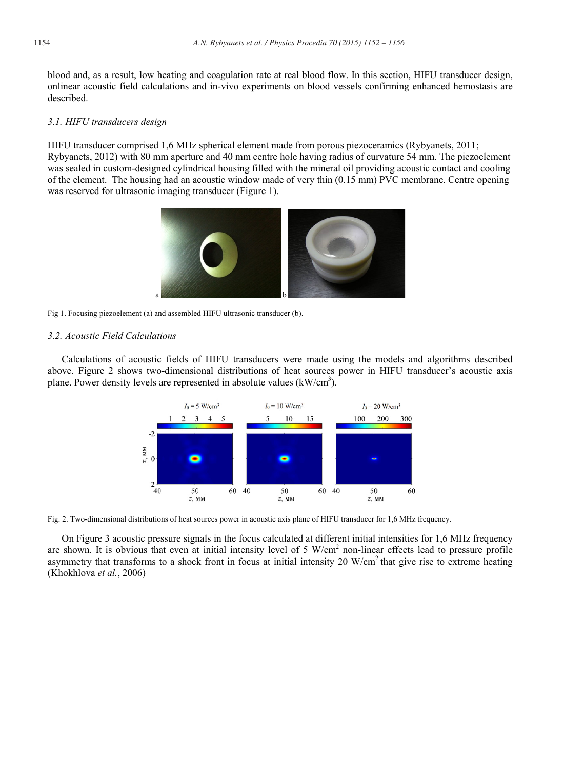blood and, as a result, low heating and coagulation rate at real blood flow. In this section, HIFU transducer design, onlinear acoustic field calculations and in-vivo experiments on blood vessels confirming enhanced hemostasis are described.

### *3.1. HIFU transducers design*

HIFU transducer comprised 1,6 MHz spherical element made from porous piezoceramics (Rybyanets, 2011; Rybyanets, 2012) with 80 mm aperture and 40 mm centre hole having radius of curvature 54 mm. The piezoelement was sealed in custom-designed cylindrical housing filled with the mineral oil providing acoustic contact and cooling of the element. The housing had an acoustic window made of very thin (0.15 mm) PVC membrane. Centre opening was reserved for ultrasonic imaging transducer (Figure 1).

Fig 1. Focusing piezoelement (a) and assembled HIFU ultrasonic transducer (b).

### *3.2. Acoustic Field Calculations*

Calculations of acoustic fields of HIFU transducers were made using the models and algorithms described above. Figure 2 shows two-dimensional distributions of heat sources power in HIFU transducer's acoustic axis plane. Power density levels are represented in absolute values (kW/cm$^3$).

Fig. 2. Two-dimensional distributions of heat sources power in acoustic axis plane of HIFU transducer for 1,6 MHz frequency.

On Figure 3 acoustic pressure signals in the focus calculated at different initial intensities for 1,6 MHz frequency are shown. It is obvious that even at initial intensity level of 5 W/cm$^2$ non-linear effects lead to pressure profile asymmetry that transforms to a shock front in focus at initial intensity 20 W/cm$^2$ that give rise to extreme heating (Khokhlova *et al.*, 2006)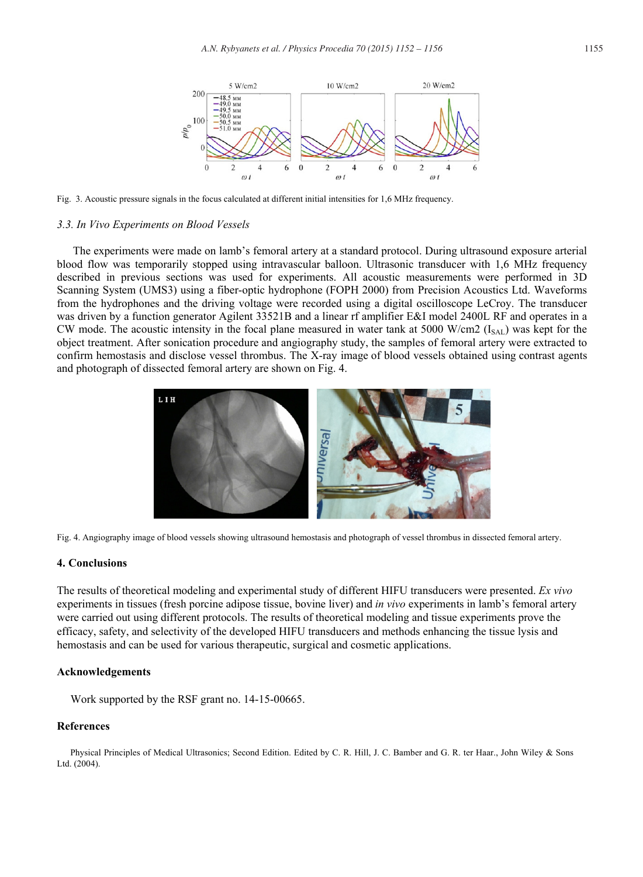Fig. 3. Acoustic pressure signals in the focus calculated at different initial intensities for 1,6 MHz frequency.

### 3.3. In Vivo Experiments on Blood Vessels

The experiments were made on lamb's femoral artery at a standard protocol. During ultrasound exposure arterial blood flow was temporarily stopped using intravascular balloon. Ultrasonic transducer with 1,6 MHz frequency described in previous sections was used for experiments. All acoustic measurements were performed in 3D Scanning System (UMS3) using a fiber-optic hydrophone (FOPH 2000) from Precision Acoustics Ltd. Waveforms from the hydrophones and the driving voltage were recorded using a digital oscilloscope LeCroy. The transducer was driven by a function generator Agilent 33521B and a linear rf amplifier E&I model 2400L RF and operates in a CW mode. The acoustic intensity in the focal plane measured in water tank at 5000 W/cm2 ($I_{SAL}$) was kept for the object treatment. After sonication procedure and angiography study, the samples of femoral artery were extracted to confirm hemostasis and disclose vessel thrombus. The X-ray image of blood vessels obtained using contrast agents and photograph of dissected femoral artery are shown on Fig. 4.

Fig. 4. Angiography image of blood vessels showing ultrasound hemostasis and photograph of vessel thrombus in dissected femoral artery.

## 4. Conclusions

The results of theoretical modeling and experimental study of different HIFU transducers were presented. *Ex vivo* experiments in tissues (fresh porcine adipose tissue, bovine liver) and *in vivo* experiments in lamb's femoral artery were carried out using different protocols. The results of theoretical modeling and tissue experiments prove the efficacy, safety, and selectivity of the developed HIFU transducers and methods enhancing the tissue lysis and hemostasis and can be used for various therapeutic, surgical and cosmetic applications.

## Acknowledgements

Work supported by the RSF grant no. 14-15-00665.

## References

Physical Principles of Medical Ultrasonics; Second Edition. Edited by C. R. Hill, J. C. Bamber and G. R. ter Haar., John Wiley & Sons Ltd. (2004).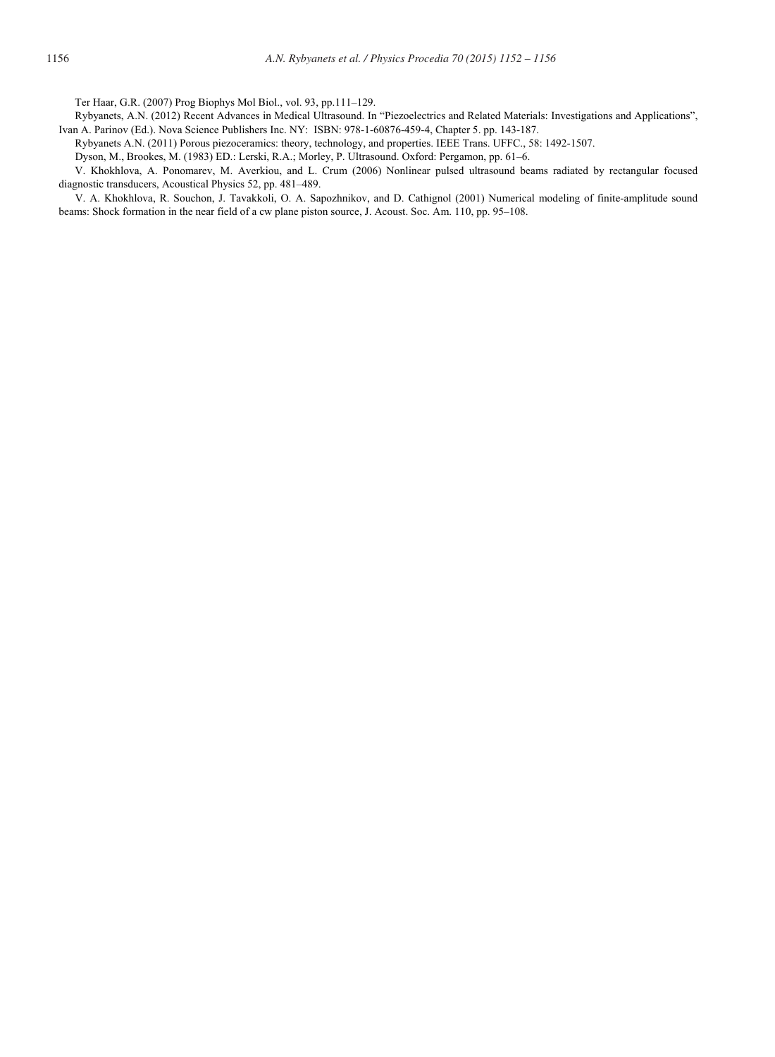Ter Haar, G.R. (2007) Prog Biophys Mol Biol., vol. 93, pp.111–129.

Rybyanets, A.N. (2012) Recent Advances in Medical Ultrasound. In "Piezoelectrics and Related Materials: Investigations and Applications", Ivan A. Parinov (Ed.). Nova Science Publishers Inc. NY: ISBN: 978-1-60876-459-4, Chapter 5. pp. 143-187.

Rybyanets A.N. (2011) Porous piezoceramics: theory, technology, and properties. IEEE Trans. UFFC., 58: 1492-1507.

Dyson, M., Brookes, M. (1983) ED.: Lerski, R.A.; Morley, P. Ultrasound. Oxford: Pergamon, pp. 61–6.

V. Khokhlova, A. Ponomarev, M. Averkiou, and L. Crum (2006) Nonlinear pulsed ultrasound beams radiated by rectangular focused diagnostic transducers, Acoustical Physics 52, pp. 481–489.

V. A. Khokhlova, R. Souchon, J. Tavakkoli, O. A. Sapozhnikov, and D. Cathignol (2001) Numerical modeling of finite-amplitude sound beams: Shock formation in the near field of a cw plane piston source, J. Acoust. Soc. Am. 110, pp. 95–108.